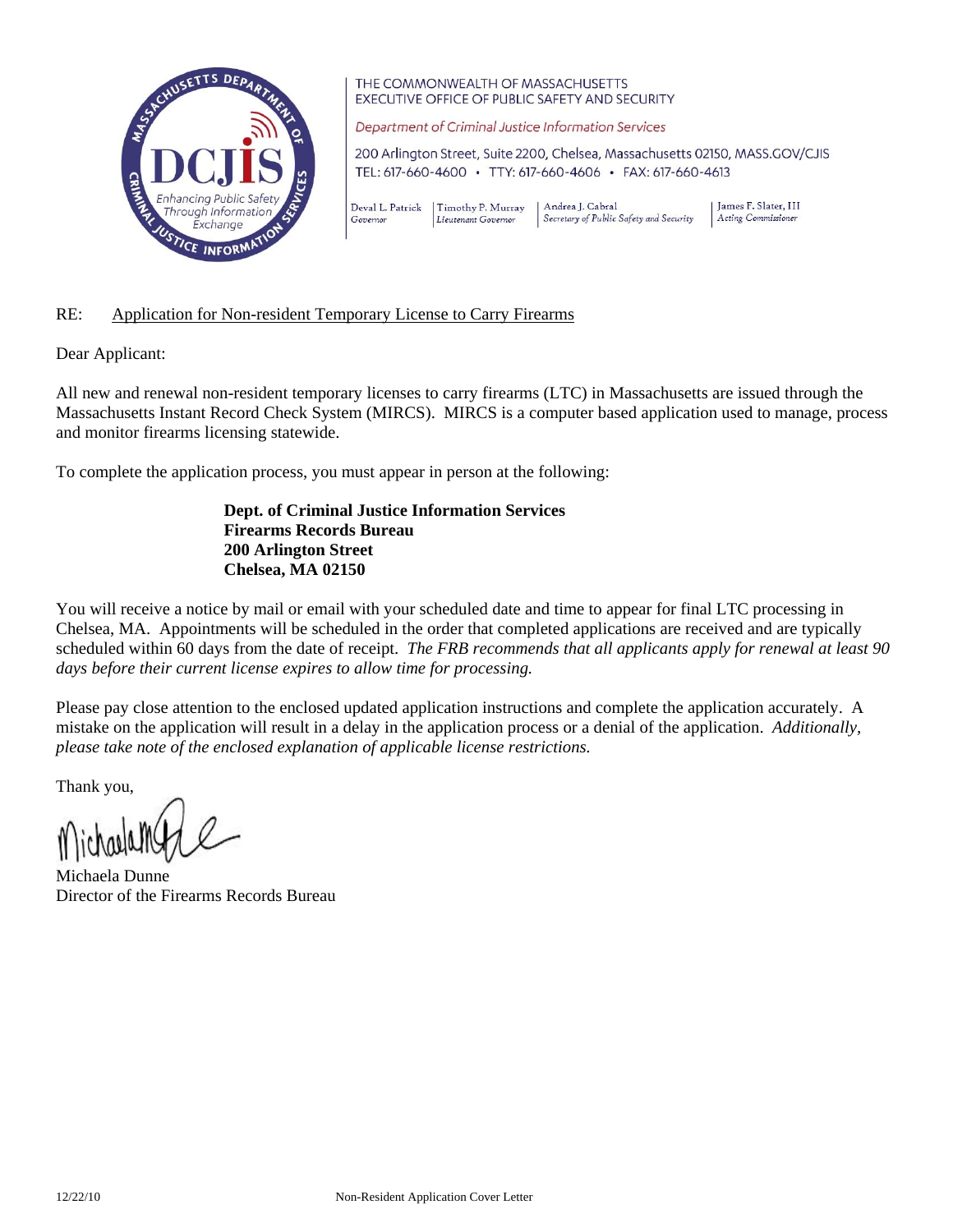THE COMMONWEALTH OF MASSACHUSETTS
EXECUTIVE OFFICE OF PUBLIC SAFETY AND SECURITY

*Department of Criminal Justice Information Services*

200 Arlington Street, Suite 2200, Chelsea, Massachusetts 02150, MASS.GOV/CJIS
TEL: 617-660-4600 • TTY: 617-660-4606 • FAX: 617-660-4613

| Deval L. Patrick | Timothy P. Murray | Andrea J. Cabral | James F. Slater, III |
| --- | --- | --- | --- |
| *Governor* | *Lieutenant Governor* | *Secretary of Public Safety and Security* | *Acting Commissioner* |

RE: Application for Non-resident Temporary License to Carry Firearms

Dear Applicant:

All new and renewal non-resident temporary licenses to carry firearms (LTC) in Massachusetts are issued through the Massachusetts Instant Record Check System (MIRCS). MIRCS is a computer based application used to manage, process and monitor firearms licensing statewide.

To complete the application process, you must appear in person at the following:

**Dept. of Criminal Justice Information Services**
**Firearms Records Bureau**
**200 Arlington Street**
**Chelsea, MA 02150**

You will receive a notice by mail or email with your scheduled date and time to appear for final LTC processing in Chelsea, MA. Appointments will be scheduled in the order that completed applications are received and are typically scheduled within 60 days from the date of receipt. *The FRB recommends that all applicants apply for renewal at least 90 days before their current license expires to allow time for processing.*

Please pay close attention to the enclosed updated application instructions and complete the application accurately. A mistake on the application will result in a delay in the application process or a denial of the application. *Additionally, please take note of the enclosed explanation of applicable license restrictions.*

Thank you,

Michaela Dunne
Director of the Firearms Records Bureau

12/22/10 Non-Resident Application Cover Letter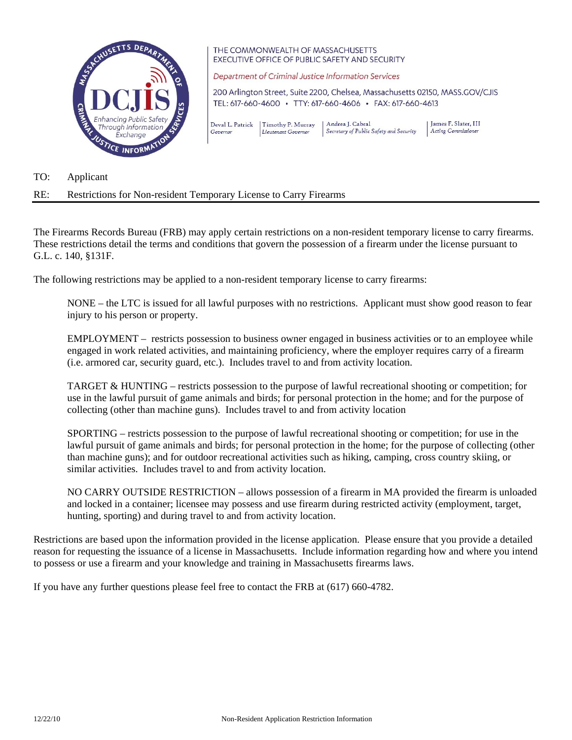THE COMMONWEALTH OF MASSACHUSETTS
EXECUTIVE OFFICE OF PUBLIC SAFETY AND SECURITY

*Department of Criminal Justice Information Services*

200 Arlington Street, Suite 2200, Chelsea, Massachusetts 02150, MASS.GOV/CJIS
TEL: 617-660-4600 • TTY: 617-660-4606 • FAX: 617-660-4613

| Deval L. Patrick | Timothy P. Murray | Andrea J. Cabral | James F. Slater, III |
|---|---|---|---|
| *Governor* | *Lieutenant Governor* | *Secretary of Public Safety and Security* | *Acting Commissioner* |

TO: Applicant

RE: Restrictions for Non-resident Temporary License to Carry Firearms

---

The Firearms Records Bureau (FRB) may apply certain restrictions on a non-resident temporary license to carry firearms. These restrictions detail the terms and conditions that govern the possession of a firearm under the license pursuant to G.L. c. 140, §131F.

The following restrictions may be applied to a non-resident temporary license to carry firearms:

NONE – the LTC is issued for all lawful purposes with no restrictions. Applicant must show good reason to fear injury to his person or property.

EMPLOYMENT – restricts possession to business owner engaged in business activities or to an employee while engaged in work related activities, and maintaining proficiency, where the employer requires carry of a firearm (i.e. armored car, security guard, etc.). Includes travel to and from activity location.

TARGET & HUNTING – restricts possession to the purpose of lawful recreational shooting or competition; for use in the lawful pursuit of game animals and birds; for personal protection in the home; and for the purpose of collecting (other than machine guns). Includes travel to and from activity location

SPORTING – restricts possession to the purpose of lawful recreational shooting or competition; for use in the lawful pursuit of game animals and birds; for personal protection in the home; for the purpose of collecting (other than machine guns); and for outdoor recreational activities such as hiking, camping, cross country skiing, or similar activities. Includes travel to and from activity location.

NO CARRY OUTSIDE RESTRICTION – allows possession of a firearm in MA provided the firearm is unloaded and locked in a container; licensee may possess and use firearm during restricted activity (employment, target, hunting, sporting) and during travel to and from activity location.

Restrictions are based upon the information provided in the license application. Please ensure that you provide a detailed reason for requesting the issuance of a license in Massachusetts. Include information regarding how and where you intend to possess or use a firearm and your knowledge and training in Massachusetts firearms laws.

If you have any further questions please feel free to contact the FRB at (617) 660-4782.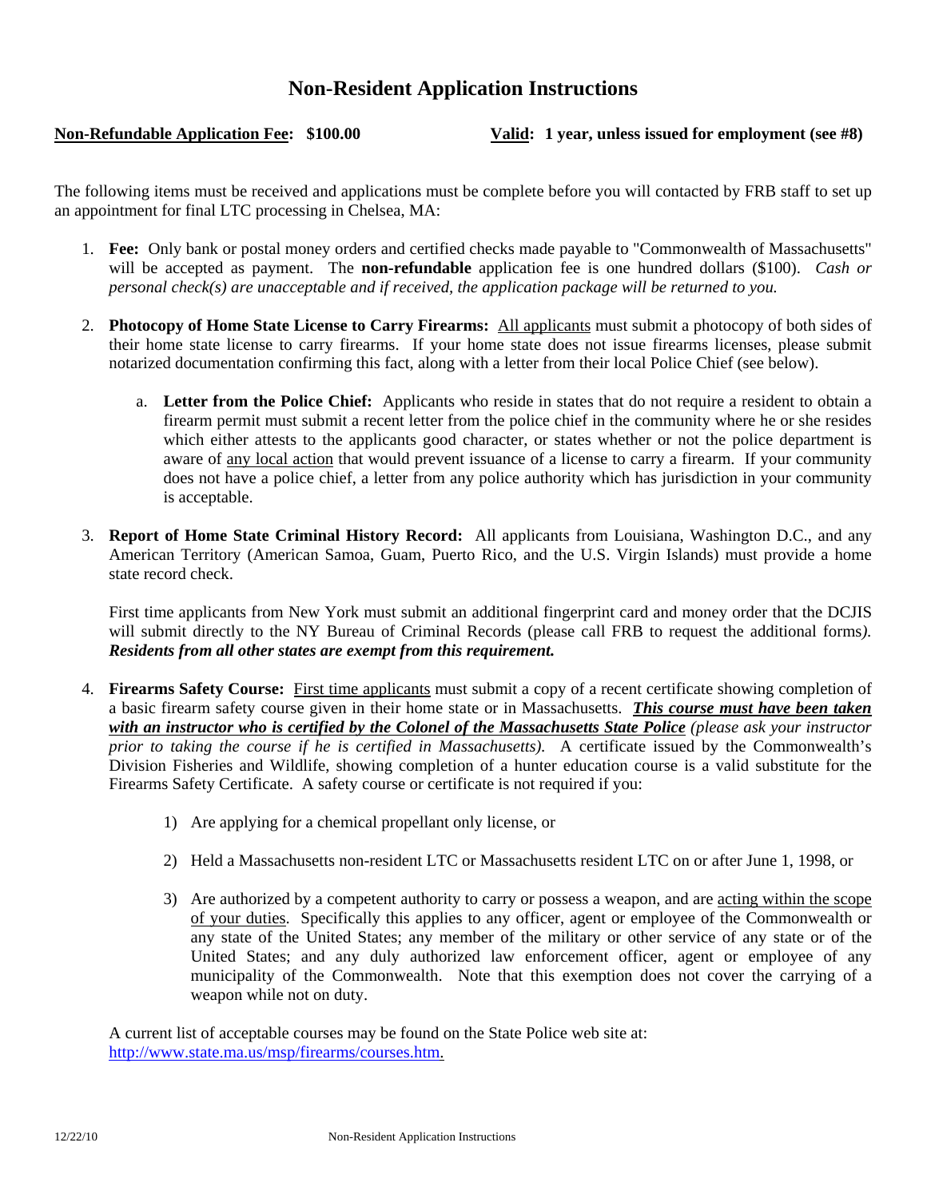# Non-Resident Application Instructions

**Non-Refundable Application Fee: $100.00** **Valid: 1 year, unless issued for employment (see #8)**

The following items must be received and applications must be complete before you will contacted by FRB staff to set up an appointment for final LTC processing in Chelsea, MA:

1. **Fee:** Only bank or postal money orders and certified checks made payable to "Commonwealth of Massachusetts" will be accepted as payment. The **non-refundable** application fee is one hundred dollars ($100). *Cash or personal check(s) are unacceptable and if received, the application package will be returned to you.*

2. **Photocopy of Home State License to Carry Firearms:** All applicants must submit a photocopy of both sides of their home state license to carry firearms. If your home state does not issue firearms licenses, please submit notarized documentation confirming this fact, along with a letter from their local Police Chief (see below).

   a. **Letter from the Police Chief:** Applicants who reside in states that do not require a resident to obtain a firearm permit must submit a recent letter from the police chief in the community where he or she resides which either attests to the applicants good character, or states whether or not the police department is aware of any local action that would prevent issuance of a license to carry a firearm. If your community does not have a police chief, a letter from any police authority which has jurisdiction in your community is acceptable.

3. **Report of Home State Criminal History Record:** All applicants from Louisiana, Washington D.C., and any American Territory (American Samoa, Guam, Puerto Rico, and the U.S. Virgin Islands) must provide a home state record check.

   First time applicants from New York must submit an additional fingerprint card and money order that the DCJIS will submit directly to the NY Bureau of Criminal Records (please call FRB to request the additional forms). ***Residents from all other states are exempt from this requirement.***

4. **Firearms Safety Course:** First time applicants must submit a copy of a recent certificate showing completion of a basic firearm safety course given in their home state or in Massachusetts. ***This course must have been taken with an instructor who is certified by the Colonel of the Massachusetts State Police*** *(please ask your instructor prior to taking the course if he is certified in Massachusetts).* A certificate issued by the Commonwealth's Division Fisheries and Wildlife, showing completion of a hunter education course is a valid substitute for the Firearms Safety Certificate. A safety course or certificate is not required if you:

   1) Are applying for a chemical propellant only license, or

   2) Held a Massachusetts non-resident LTC or Massachusetts resident LTC on or after June 1, 1998, or

   3) Are authorized by a competent authority to carry or possess a weapon, and are acting within the scope of your duties. Specifically this applies to any officer, agent or employee of the Commonwealth or any state of the United States; any member of the military or other service of any state or of the United States; and any duly authorized law enforcement officer, agent or employee of any municipality of the Commonwealth. Note that this exemption does not cover the carrying of a weapon while not on duty.

   A current list of acceptable courses may be found on the State Police web site at: http://www.state.ma.us/msp/firearms/courses.htm.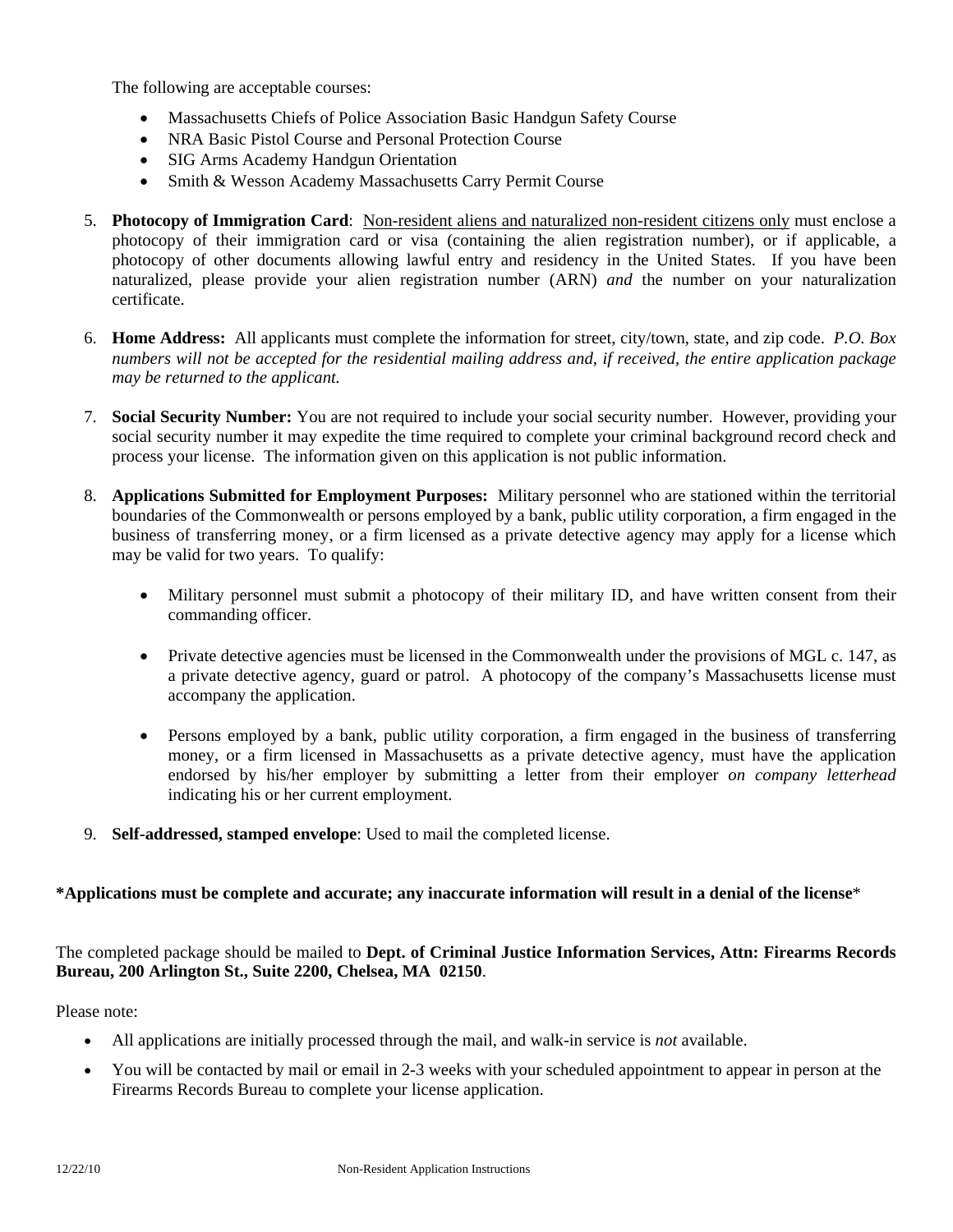The following are acceptable courses:

- Massachusetts Chiefs of Police Association Basic Handgun Safety Course
- NRA Basic Pistol Course and Personal Protection Course
- SIG Arms Academy Handgun Orientation
- Smith & Wesson Academy Massachusetts Carry Permit Course

5. **Photocopy of Immigration Card**: Non-resident aliens and naturalized non-resident citizens only must enclose a photocopy of their immigration card or visa (containing the alien registration number), or if applicable, a photocopy of other documents allowing lawful entry and residency in the United States. If you have been naturalized, please provide your alien registration number (ARN) *and* the number on your naturalization certificate.

6. **Home Address:** All applicants must complete the information for street, city/town, state, and zip code. *P.O. Box numbers will not be accepted for the residential mailing address and, if received, the entire application package may be returned to the applicant.*

7. **Social Security Number:** You are not required to include your social security number. However, providing your social security number it may expedite the time required to complete your criminal background record check and process your license. The information given on this application is not public information.

8. **Applications Submitted for Employment Purposes:** Military personnel who are stationed within the territorial boundaries of the Commonwealth or persons employed by a bank, public utility corporation, a firm engaged in the business of transferring money, or a firm licensed as a private detective agency may apply for a license which may be valid for two years. To qualify:

   - Military personnel must submit a photocopy of their military ID, and have written consent from their commanding officer.

   - Private detective agencies must be licensed in the Commonwealth under the provisions of MGL c. 147, as a private detective agency, guard or patrol. A photocopy of the company's Massachusetts license must accompany the application.

   - Persons employed by a bank, public utility corporation, a firm engaged in the business of transferring money, or a firm licensed in Massachusetts as a private detective agency, must have the application endorsed by his/her employer by submitting a letter from their employer *on company letterhead* indicating his or her current employment.

9. **Self-addressed, stamped envelope**: Used to mail the completed license.

**\*Applications must be complete and accurate; any inaccurate information will result in a denial of the license**\*

The completed package should be mailed to **Dept. of Criminal Justice Information Services, Attn: Firearms Records Bureau, 200 Arlington St., Suite 2200, Chelsea, MA 02150**.

Please note:

- All applications are initially processed through the mail, and walk-in service is *not* available.
- You will be contacted by mail or email in 2-3 weeks with your scheduled appointment to appear in person at the Firearms Records Bureau to complete your license application.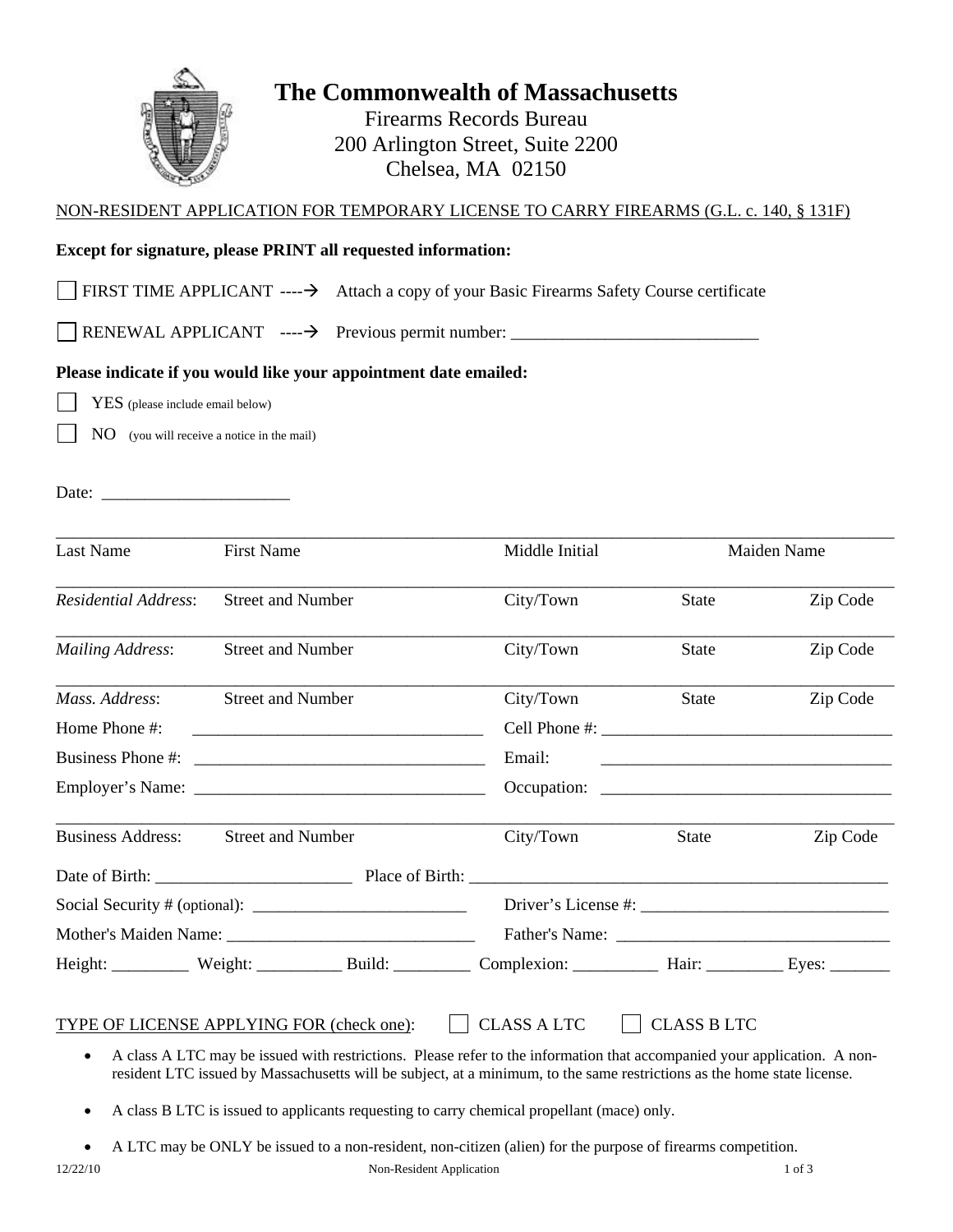# The Commonwealth of Massachusetts

Firearms Records Bureau
200 Arlington Street, Suite 2200
Chelsea, MA 02150

NON-RESIDENT APPLICATION FOR TEMPORARY LICENSE TO CARRY FIREARMS (G.L. c. 140, § 131F)

**Except for signature, please PRINT all requested information:**

☐ FIRST TIME APPLICANT ----→ Attach a copy of your Basic Firearms Safety Course certificate

☐ RENEWAL APPLICANT ----→ Previous permit number: _____________________________

**Please indicate if you would like your appointment date emailed:**

☐ YES (please include email below)

☐ NO (you will receive a notice in the mail)

Date: ______________________

| | | | | |
|---|---|---|---|---|
| Last Name | First Name | Middle Initial | | Maiden Name |
| *Residential Address*: | Street and Number | City/Town | State | Zip Code |
| *Mailing Address*: | Street and Number | City/Town | State | Zip Code |
| *Mass. Address*: | Street and Number | City/Town | State | Zip Code |

Home Phone #: __________________________________ Cell Phone #: __________________________________

Business Phone #: __________________________________ Email: __________________________________

Employer's Name: __________________________________ Occupation: __________________________________

| | | | | |
|---|---|---|---|---|
| Business Address: | Street and Number | City/Town | State | Zip Code |

Date of Birth: _______________________ Place of Birth: _________________________________________________

Social Security # (optional): _________________________ Driver's License #: _____________________________

Mother's Maiden Name: ____________________________ Father's Name: ________________________________

Height: _________ Weight: __________ Build: _________ Complexion: __________ Hair: _________ Eyes: _______

TYPE OF LICENSE APPLYING FOR (check one): ☐ CLASS A LTC ☐ CLASS B LTC

- A class A LTC may be issued with restrictions. Please refer to the information that accompanied your application. A non-resident LTC issued by Massachusetts will be subject, at a minimum, to the same restrictions as the home state license.
- A class B LTC is issued to applicants requesting to carry chemical propellant (mace) only.
- A LTC may be ONLY be issued to a non-resident, non-citizen (alien) for the purpose of firearms competition.

12/22/10 Non-Resident Application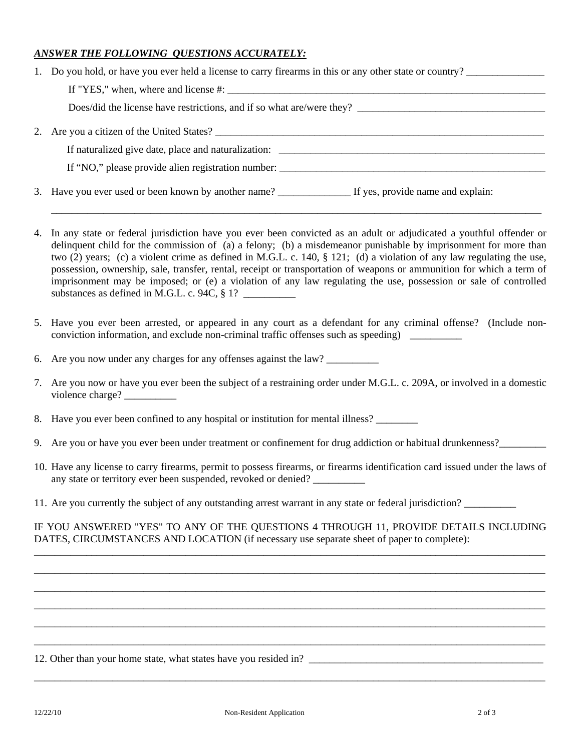***ANSWER THE FOLLOWING QUESTIONS ACCURATELY:***

1. Do you hold, or have you ever held a license to carry firearms in this or any other state or country? _______________

   If "YES," when, where and license #: _______________________________________________

   Does/did the license have restrictions, and if so what are/were they? _______________________________

2. Are you a citizen of the United States? _______________________________________________

   If naturalized give date, place and naturalization: _______________________________________

   If "NO," please provide alien registration number: _______________________________________

3. Have you ever used or been known by another name? ______________ If yes, provide name and explain:

   _____________________________________________________________________________________

4. In any state or federal jurisdiction have you ever been convicted as an adult or adjudicated a youthful offender or delinquent child for the commission of (a) a felony; (b) a misdemeanor punishable by imprisonment for more than two (2) years; (c) a violent crime as defined in M.G.L. c. 140, § 121; (d) a violation of any law regulating the use, possession, ownership, sale, transfer, rental, receipt or transportation of weapons or ammunition for which a term of imprisonment may be imposed; or (e) a violation of any law regulating the use, possession or sale of controlled substances as defined in M.G.L. c. 94C, § 1? __________

5. Have you ever been arrested, or appeared in any court as a defendant for any criminal offense? (Include non-conviction information, and exclude non-criminal traffic offenses such as speeding) __________

6. Are you now under any charges for any offenses against the law? __________

7. Are you now or have you ever been the subject of a restraining order under M.G.L. c. 209A, or involved in a domestic violence charge? __________

8. Have you ever been confined to any hospital or institution for mental illness? ________

9. Are you or have you ever been under treatment or confinement for drug addiction or habitual drunkenness?_________

10. Have any license to carry firearms, permit to possess firearms, or firearms identification card issued under the laws of any state or territory ever been suspended, revoked or denied? __________

11. Are you currently the subject of any outstanding arrest warrant in any state or federal jurisdiction? __________

IF YOU ANSWERED "YES" TO ANY OF THE QUESTIONS 4 THROUGH 11, PROVIDE DETAILS INCLUDING DATES, CIRCUMSTANCES AND LOCATION (if necessary use separate sheet of paper to complete):

_____________________________________________________________________________________

_____________________________________________________________________________________

_____________________________________________________________________________________

_____________________________________________________________________________________

_____________________________________________________________________________________

_____________________________________________________________________________________

12. Other than your home state, what states have you resided in? _______________________________________

_____________________________________________________________________________________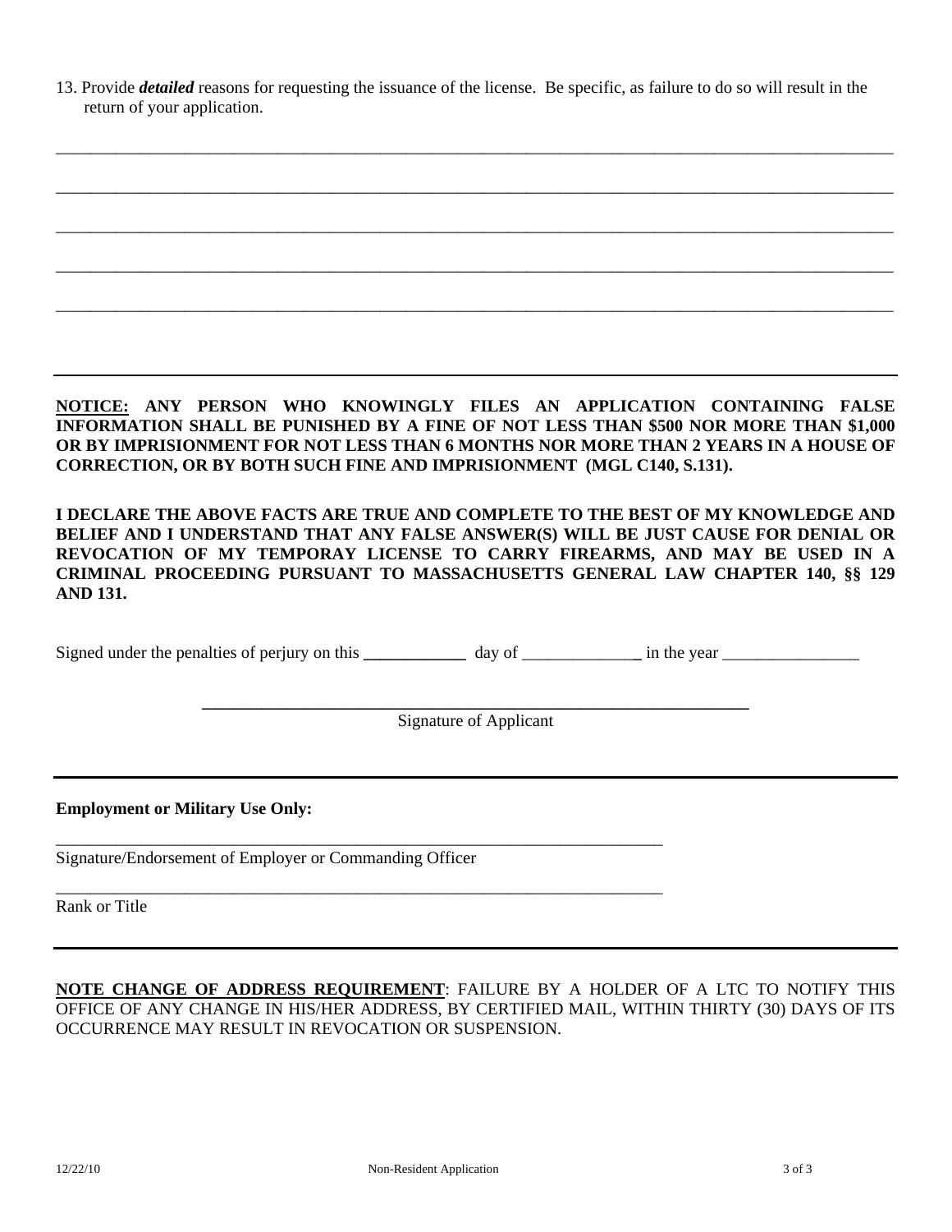13. Provide ***detailed*** reasons for requesting the issuance of the license. Be specific, as failure to do so will result in the return of your application.

\_\_\_\_\_\_\_\_\_\_\_\_\_\_\_\_\_\_\_\_\_\_\_\_\_\_\_\_\_\_\_\_\_\_\_\_\_\_\_\_\_\_\_\_\_\_\_\_\_\_\_\_\_\_\_\_\_\_\_\_\_\_\_\_\_\_\_\_\_\_\_\_\_\_\_\_\_\_

\_\_\_\_\_\_\_\_\_\_\_\_\_\_\_\_\_\_\_\_\_\_\_\_\_\_\_\_\_\_\_\_\_\_\_\_\_\_\_\_\_\_\_\_\_\_\_\_\_\_\_\_\_\_\_\_\_\_\_\_\_\_\_\_\_\_\_\_\_\_\_\_\_\_\_\_\_\_

\_\_\_\_\_\_\_\_\_\_\_\_\_\_\_\_\_\_\_\_\_\_\_\_\_\_\_\_\_\_\_\_\_\_\_\_\_\_\_\_\_\_\_\_\_\_\_\_\_\_\_\_\_\_\_\_\_\_\_\_\_\_\_\_\_\_\_\_\_\_\_\_\_\_\_\_\_\_

\_\_\_\_\_\_\_\_\_\_\_\_\_\_\_\_\_\_\_\_\_\_\_\_\_\_\_\_\_\_\_\_\_\_\_\_\_\_\_\_\_\_\_\_\_\_\_\_\_\_\_\_\_\_\_\_\_\_\_\_\_\_\_\_\_\_\_\_\_\_\_\_\_\_\_\_\_\_

\_\_\_\_\_\_\_\_\_\_\_\_\_\_\_\_\_\_\_\_\_\_\_\_\_\_\_\_\_\_\_\_\_\_\_\_\_\_\_\_\_\_\_\_\_\_\_\_\_\_\_\_\_\_\_\_\_\_\_\_\_\_\_\_\_\_\_\_\_\_\_\_\_\_\_\_\_\_

---

**<u>NOTICE:</u> ANY PERSON WHO KNOWINGLY FILES AN APPLICATION CONTAINING FALSE INFORMATION SHALL BE PUNISHED BY A FINE OF NOT LESS THAN $500 NOR MORE THAN $1,000 OR BY IMPRISIONMENT FOR NOT LESS THAN 6 MONTHS NOR MORE THAN 2 YEARS IN A HOUSE OF CORRECTION, OR BY BOTH SUCH FINE AND IMPRISIONMENT (MGL C140, S.131).**

**I DECLARE THE ABOVE FACTS ARE TRUE AND COMPLETE TO THE BEST OF MY KNOWLEDGE AND BELIEF AND I UNDERSTAND THAT ANY FALSE ANSWER(S) WILL BE JUST CAUSE FOR DENIAL OR REVOCATION OF MY TEMPORAY LICENSE TO CARRY FIREARMS, AND MAY BE USED IN A CRIMINAL PROCEEDING PURSUANT TO MASSACHUSETTS GENERAL LAW CHAPTER 140, §§ 129 AND 131.**

Signed under the penalties of perjury on this \_\_\_\_\_\_\_\_\_\_\_\_ day of \_\_\_\_\_\_\_\_\_\_\_\_\_\_ in the year \_\_\_\_\_\_\_\_\_\_\_\_\_\_\_\_

\_\_\_\_\_\_\_\_\_\_\_\_\_\_\_\_\_\_\_\_\_\_\_\_\_\_\_\_\_\_\_\_\_\_\_\_\_\_\_\_\_\_\_\_\_\_\_\_\_\_\_\_

Signature of Applicant

---

**Employment or Military Use Only:**

\_\_\_\_\_\_\_\_\_\_\_\_\_\_\_\_\_\_\_\_\_\_\_\_\_\_\_\_\_\_\_\_\_\_\_\_\_\_\_\_\_\_\_\_\_\_\_\_\_\_\_\_\_\_\_\_\_\_

Signature/Endorsement of Employer or Commanding Officer

\_\_\_\_\_\_\_\_\_\_\_\_\_\_\_\_\_\_\_\_\_\_\_\_\_\_\_\_\_\_\_\_\_\_\_\_\_\_\_\_\_\_\_\_\_\_\_\_\_\_\_\_\_\_\_\_\_\_

Rank or Title

---

**<u>NOTE CHANGE OF ADDRESS REQUIREMENT</u>**: FAILURE BY A HOLDER OF A LTC TO NOTIFY THIS OFFICE OF ANY CHANGE IN HIS/HER ADDRESS, BY CERTIFIED MAIL, WITHIN THIRTY (30) DAYS OF ITS OCCURRENCE MAY RESULT IN REVOCATION OR SUSPENSION.